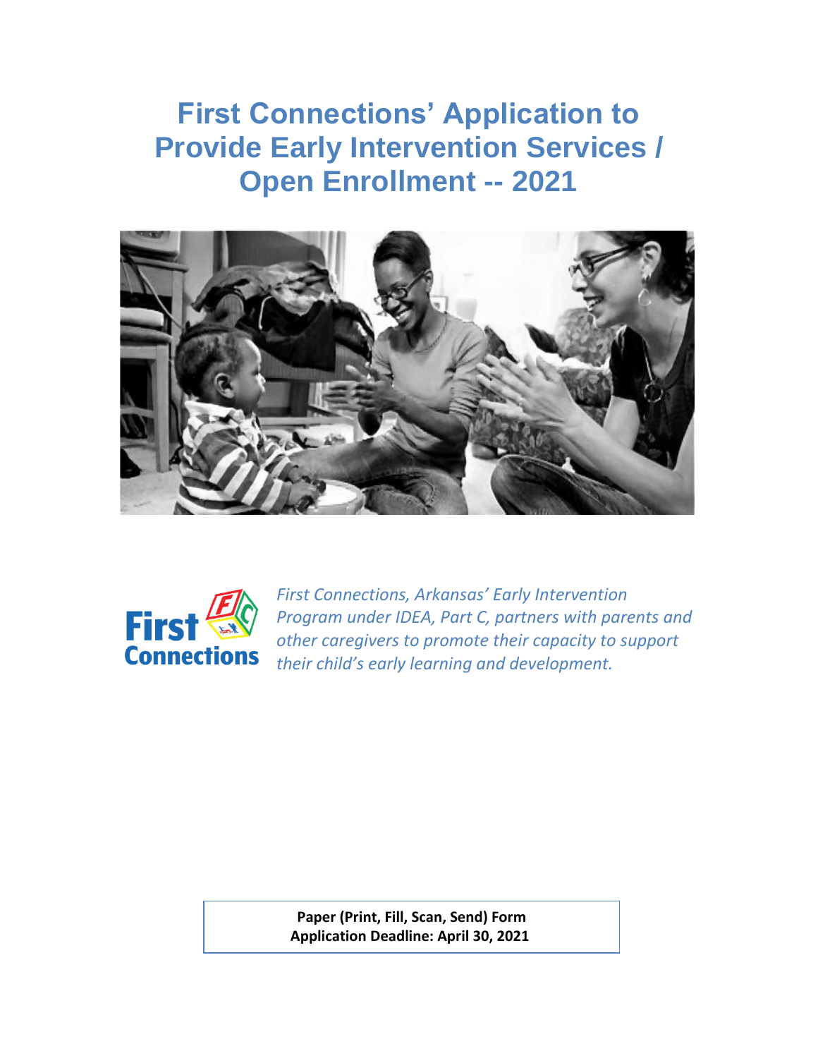# First Connections' Application to Provide Early Intervention Services / Open Enrollment -- 2021

*First Connections, Arkansas' Early Intervention Program under IDEA, Part C, partners with parents and other caregivers to promote their capacity to support their child's early learning and development.*

**Paper (Print, Fill, Scan, Send) Form**
**Application Deadline: April 30, 2021**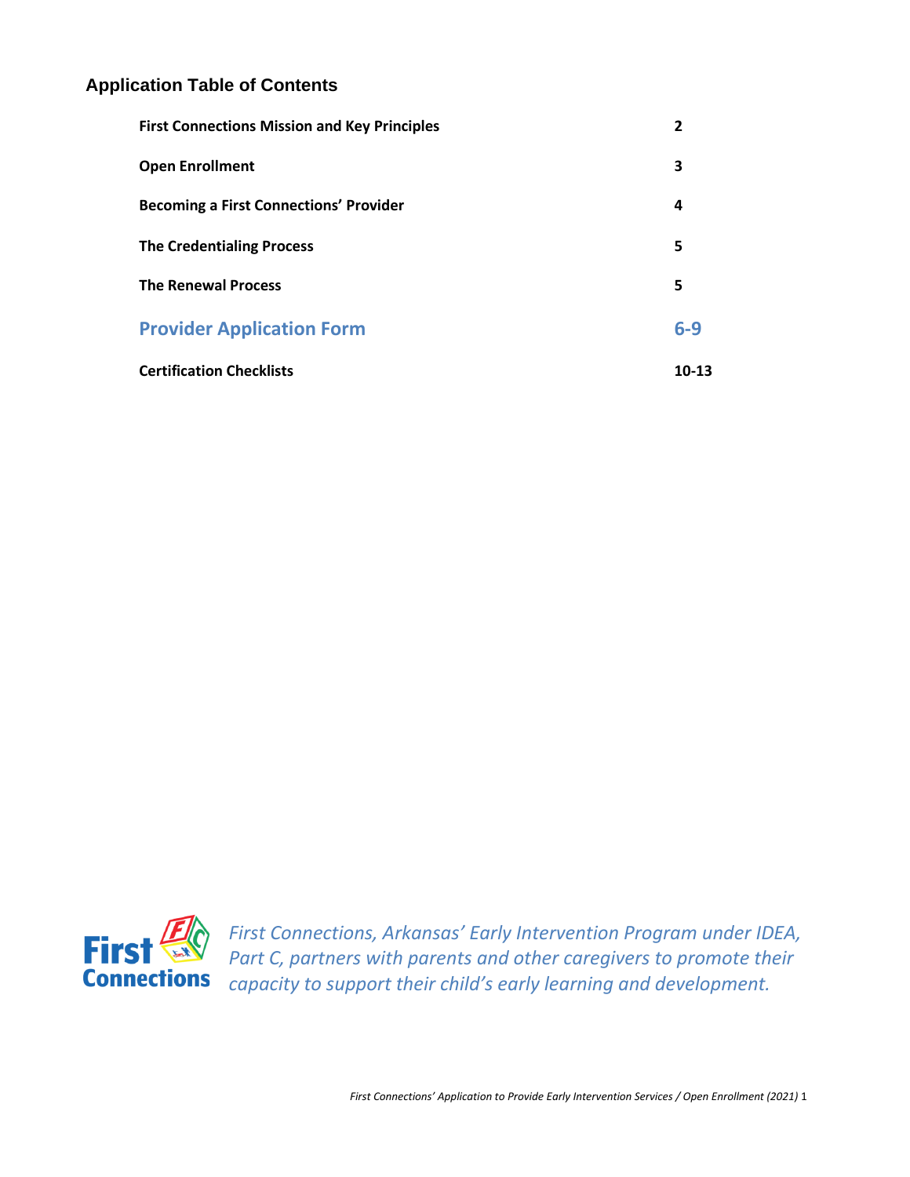## Application Table of Contents

| | |
|---|---|
| **First Connections Mission and Key Principles** | **2** |
| **Open Enrollment** | **3** |
| **Becoming a First Connections' Provider** | **4** |
| **The Credentialing Process** | **5** |
| **The Renewal Process** | **5** |
| **Provider Application Form** | **6-9** |
| **Certification Checklists** | **10-13** |

First Connections

*First Connections, Arkansas' Early Intervention Program under IDEA, Part C, partners with parents and other caregivers to promote their capacity to support their child's early learning and development.*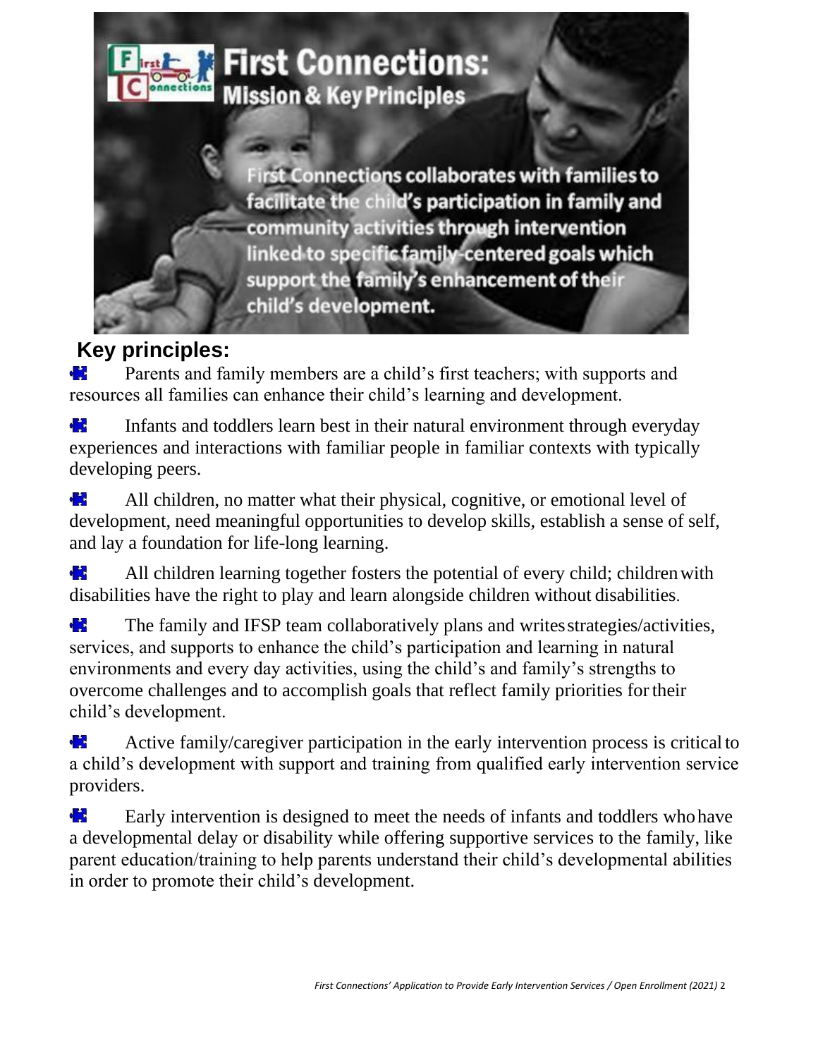# First Connections: Mission & Key Principles

First Connections collaborates with families to facilitate the child's participation in family and community activities through intervention linked to specific family-centered goals which support the family's enhancement of their child's development.

## Key principles:

- Parents and family members are a child's first teachers; with supports and resources all families can enhance their child's learning and development.

- Infants and toddlers learn best in their natural environment through everyday experiences and interactions with familiar people in familiar contexts with typically developing peers.

- All children, no matter what their physical, cognitive, or emotional level of development, need meaningful opportunities to develop skills, establish a sense of self, and lay a foundation for life-long learning.

- All children learning together fosters the potential of every child; children with disabilities have the right to play and learn alongside children without disabilities.

- The family and IFSP team collaboratively plans and writes strategies/activities, services, and supports to enhance the child's participation and learning in natural environments and every day activities, using the child's and family's strengths to overcome challenges and to accomplish goals that reflect family priorities for their child's development.

- Active family/caregiver participation in the early intervention process is critical to a child's development with support and training from qualified early intervention service providers.

- Early intervention is designed to meet the needs of infants and toddlers who have a developmental delay or disability while offering supportive services to the family, like parent education/training to help parents understand their child's developmental abilities in order to promote their child's development.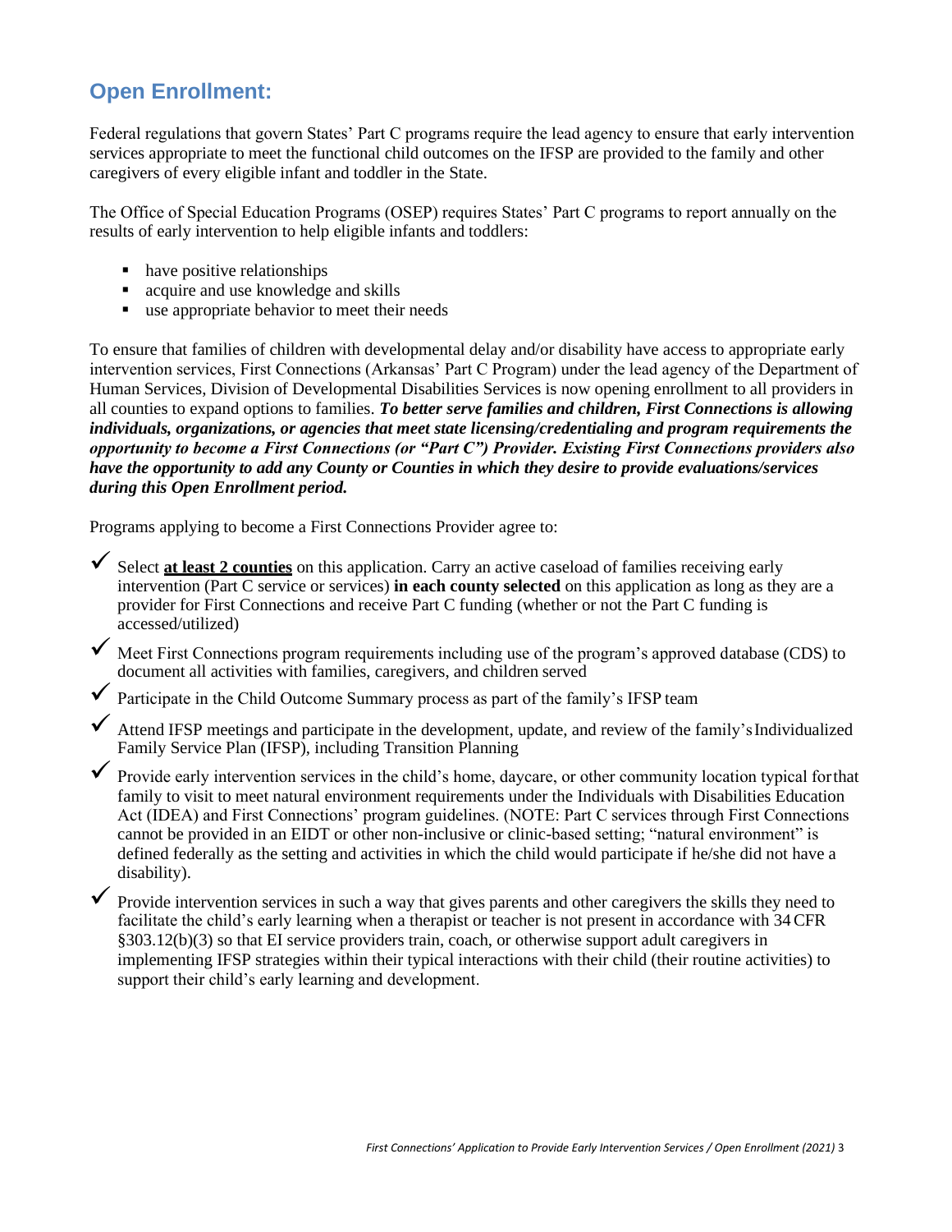## Open Enrollment:

Federal regulations that govern States' Part C programs require the lead agency to ensure that early intervention services appropriate to meet the functional child outcomes on the IFSP are provided to the family and other caregivers of every eligible infant and toddler in the State.

The Office of Special Education Programs (OSEP) requires States' Part C programs to report annually on the results of early intervention to help eligible infants and toddlers:

- have positive relationships
- acquire and use knowledge and skills
- use appropriate behavior to meet their needs

To ensure that families of children with developmental delay and/or disability have access to appropriate early intervention services, First Connections (Arkansas' Part C Program) under the lead agency of the Department of Human Services, Division of Developmental Disabilities Services is now opening enrollment to all providers in all counties to expand options to families. ***To better serve families and children, First Connections is allowing individuals, organizations, or agencies that meet state licensing/credentialing and program requirements the opportunity to become a First Connections (or "Part C") Provider. Existing First Connections providers also have the opportunity to add any County or Counties in which they desire to provide evaluations/services during this Open Enrollment period.***

Programs applying to become a First Connections Provider agree to:

- ✓ Select **at least 2 counties** on this application. Carry an active caseload of families receiving early intervention (Part C service or services) **in each county selected** on this application as long as they are a provider for First Connections and receive Part C funding (whether or not the Part C funding is accessed/utilized)
- ✓ Meet First Connections program requirements including use of the program's approved database (CDS) to document all activities with families, caregivers, and children served
- ✓ Participate in the Child Outcome Summary process as part of the family's IFSP team
- ✓ Attend IFSP meetings and participate in the development, update, and review of the family's Individualized Family Service Plan (IFSP), including Transition Planning
- ✓ Provide early intervention services in the child's home, daycare, or other community location typical for that family to visit to meet natural environment requirements under the Individuals with Disabilities Education Act (IDEA) and First Connections' program guidelines. (NOTE: Part C services through First Connections cannot be provided in an EIDT or other non-inclusive or clinic-based setting; "natural environment" is defined federally as the setting and activities in which the child would participate if he/she did not have a disability).
- ✓ Provide intervention services in such a way that gives parents and other caregivers the skills they need to facilitate the child's early learning when a therapist or teacher is not present in accordance with 34 CFR §303.12(b)(3) so that EI service providers train, coach, or otherwise support adult caregivers in implementing IFSP strategies within their typical interactions with their child (their routine activities) to support their child's early learning and development.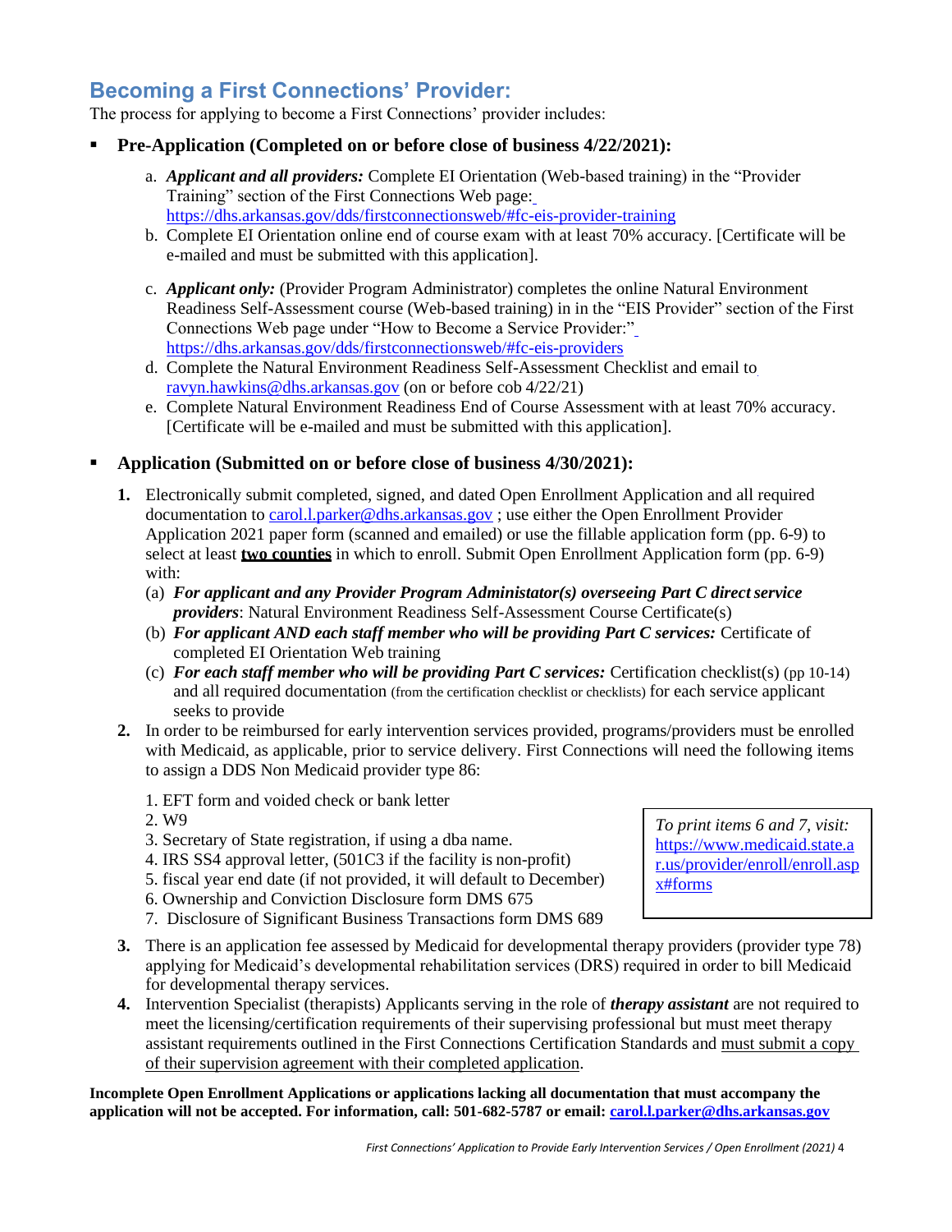## Becoming a First Connections' Provider:

The process for applying to become a First Connections' provider includes:

- **Pre-Application (Completed on or before close of business 4/22/2021):**

  a. ***Applicant and all providers:*** Complete EI Orientation (Web-based training) in the "Provider Training" section of the First Connections Web page: https://dhs.arkansas.gov/dds/firstconnectionsweb/#fc-eis-provider-training
  
  b. Complete EI Orientation online end of course exam with at least 70% accuracy. [Certificate will be e-mailed and must be submitted with this application].
  
  c. ***Applicant only:*** (Provider Program Administrator) completes the online Natural Environment Readiness Self-Assessment course (Web-based training) in in the "EIS Provider" section of the First Connections Web page under "How to Become a Service Provider:" https://dhs.arkansas.gov/dds/firstconnectionsweb/#fc-eis-providers
  
  d. Complete the Natural Environment Readiness Self-Assessment Checklist and email to ravyn.hawkins@dhs.arkansas.gov (on or before cob 4/22/21)
  
  e. Complete Natural Environment Readiness End of Course Assessment with at least 70% accuracy. [Certificate will be e-mailed and must be submitted with this application].

- **Application (Submitted on or before close of business 4/30/2021):**

  **1.** Electronically submit completed, signed, and dated Open Enrollment Application and all required documentation to carol.l.parker@dhs.arkansas.gov ; use either the Open Enrollment Provider Application 2021 paper form (scanned and emailed) or use the fillable application form (pp. 6-9) to select at least **two counties** in which to enroll. Submit Open Enrollment Application form (pp. 6-9) with:
  
  (a) ***For applicant and any Provider Program Administator(s) overseeing Part C direct service providers***: Natural Environment Readiness Self-Assessment Course Certificate(s)
  
  (b) ***For applicant AND each staff member who will be providing Part C services:*** Certificate of completed EI Orientation Web training
  
  (c) ***For each staff member who will be providing Part C services:*** Certification checklist(s) (pp 10-14) and all required documentation (from the certification checklist or checklists) for each service applicant seeks to provide
  
  **2.** In order to be reimbursed for early intervention services provided, programs/providers must be enrolled with Medicaid, as applicable, prior to service delivery. First Connections will need the following items to assign a DDS Non Medicaid provider type 86:
  
  1. EFT form and voided check or bank letter
  2. W9
  3. Secretary of State registration, if using a dba name.
  4. IRS SS4 approval letter, (501C3 if the facility is non-profit)
  5. fiscal year end date (if not provided, it will default to December)
  6. Ownership and Conviction Disclosure form DMS 675
  7. Disclosure of Significant Business Transactions form DMS 689
  
  *To print items 6 and 7, visit:* https://www.medicaid.state.ar.us/provider/enroll/enroll.aspx#forms
  
  **3.** There is an application fee assessed by Medicaid for developmental therapy providers (provider type 78) applying for Medicaid's developmental rehabilitation services (DRS) required in order to bill Medicaid for developmental therapy services.
  
  **4.** Intervention Specialist (therapists) Applicants serving in the role of ***therapy assistant*** are not required to meet the licensing/certification requirements of their supervising professional but must meet therapy assistant requirements outlined in the First Connections Certification Standards and must submit a copy of their supervision agreement with their completed application.

**Incomplete Open Enrollment Applications or applications lacking all documentation that must accompany the application will not be accepted. For information, call: 501-682-5787 or email: carol.l.parker@dhs.arkansas.gov**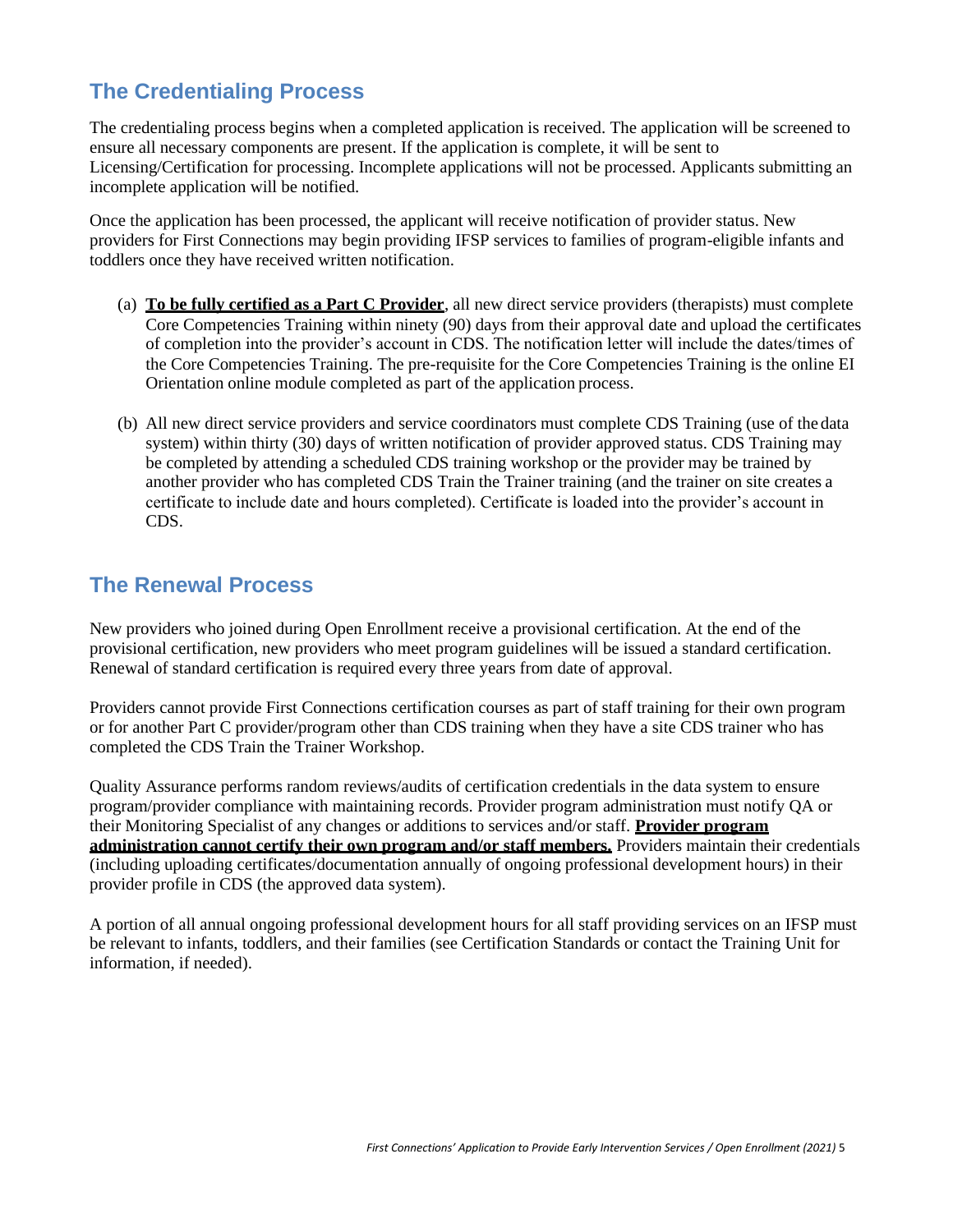## The Credentialing Process

The credentialing process begins when a completed application is received. The application will be screened to ensure all necessary components are present. If the application is complete, it will be sent to Licensing/Certification for processing. Incomplete applications will not be processed. Applicants submitting an incomplete application will be notified.

Once the application has been processed, the applicant will receive notification of provider status. New providers for First Connections may begin providing IFSP services to families of program-eligible infants and toddlers once they have received written notification.

(a) **To be fully certified as a Part C Provider**, all new direct service providers (therapists) must complete Core Competencies Training within ninety (90) days from their approval date and upload the certificates of completion into the provider's account in CDS. The notification letter will include the dates/times of the Core Competencies Training. The pre-requisite for the Core Competencies Training is the online EI Orientation online module completed as part of the application process.

(b) All new direct service providers and service coordinators must complete CDS Training (use of the data system) within thirty (30) days of written notification of provider approved status. CDS Training may be completed by attending a scheduled CDS training workshop or the provider may be trained by another provider who has completed CDS Train the Trainer training (and the trainer on site creates a certificate to include date and hours completed). Certificate is loaded into the provider's account in CDS.

## The Renewal Process

New providers who joined during Open Enrollment receive a provisional certification. At the end of the provisional certification, new providers who meet program guidelines will be issued a standard certification. Renewal of standard certification is required every three years from date of approval.

Providers cannot provide First Connections certification courses as part of staff training for their own program or for another Part C provider/program other than CDS training when they have a site CDS trainer who has completed the CDS Train the Trainer Workshop.

Quality Assurance performs random reviews/audits of certification credentials in the data system to ensure program/provider compliance with maintaining records. Provider program administration must notify QA or their Monitoring Specialist of any changes or additions to services and/or staff. **Provider program administration cannot certify their own program and/or staff members.** Providers maintain their credentials (including uploading certificates/documentation annually of ongoing professional development hours) in their provider profile in CDS (the approved data system).

A portion of all annual ongoing professional development hours for all staff providing services on an IFSP must be relevant to infants, toddlers, and their families (see Certification Standards or contact the Training Unit for information, if needed).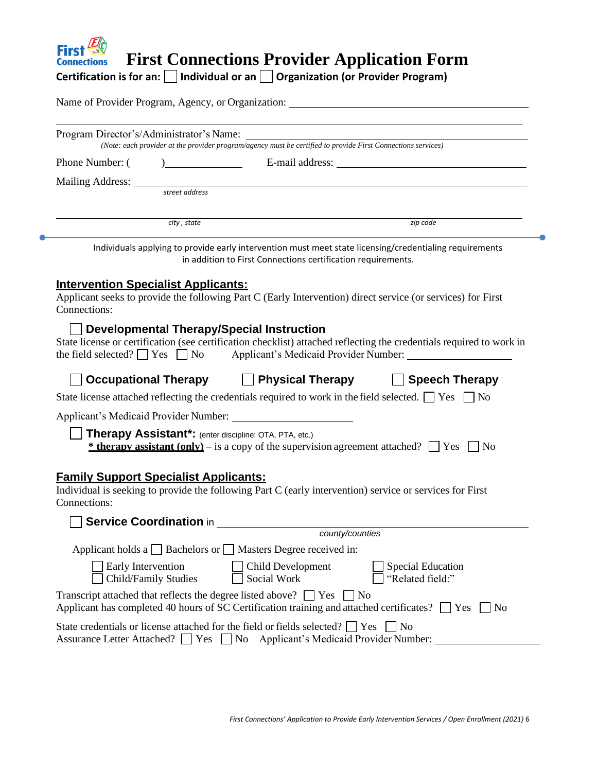# First Connections Provider Application Form

**Certification is for an: ☐ Individual or an ☐ Organization (or Provider Program)**

Name of Provider Program, Agency, or Organization: ______________________________

______________________________________________________________

Program Director's/Administrator's Name: ______________________________

*(Note: each provider at the provider program/agency must be certified to provide First Connections services)*

Phone Number: (      )______________ E-mail address: ______________________________

Mailing Address: ______________________________
*street address*

______________________________________________________________
*city , state* *zip code*

Individuals applying to provide early intervention must meet state licensing/credentialing requirements in addition to First Connections certification requirements.

## Intervention Specialist Applicants:

Applicant seeks to provide the following Part C (Early Intervention) direct service (or services) for First Connections:

☐ **Developmental Therapy/Special Instruction**

State license or certification (see certification checklist) attached reflecting the credentials required to work in the field selected? ☐ Yes ☐ No Applicant's Medicaid Provider Number: ______________

☐ **Occupational Therapy** ☐ **Physical Therapy** ☐ **Speech Therapy**

State license attached reflecting the credentials required to work in the field selected. ☐ Yes ☐ No

Applicant's Medicaid Provider Number: ______________

☐ **Therapy Assistant\*:** (enter discipline: OTA, PTA, etc.)

**\* therapy assistant (only)** – is a copy of the supervision agreement attached? ☐ Yes ☐ No

## Family Support Specialist Applicants:

Individual is seeking to provide the following Part C (early intervention) service or services for First Connections:

☐ **Service Coordination** in ______________________________
*county/counties*

Applicant holds a ☐ Bachelors or ☐ Masters Degree received in:

- ☐ Early Intervention
- ☐ Child/Family Studies
- ☐ Child Development
- ☐ Social Work
- ☐ Special Education
- ☐ "Related field:"

Transcript attached that reflects the degree listed above? ☐ Yes ☐ No

Applicant has completed 40 hours of SC Certification training and attached certificates? ☐ Yes ☐ No

State credentials or license attached for the field or fields selected? ☐ Yes ☐ No

Assurance Letter Attached? ☐ Yes ☐ No Applicant's Medicaid Provider Number: ______________

*First Connections' Application to Provide Early Intervention Services / Open Enrollment (2021)*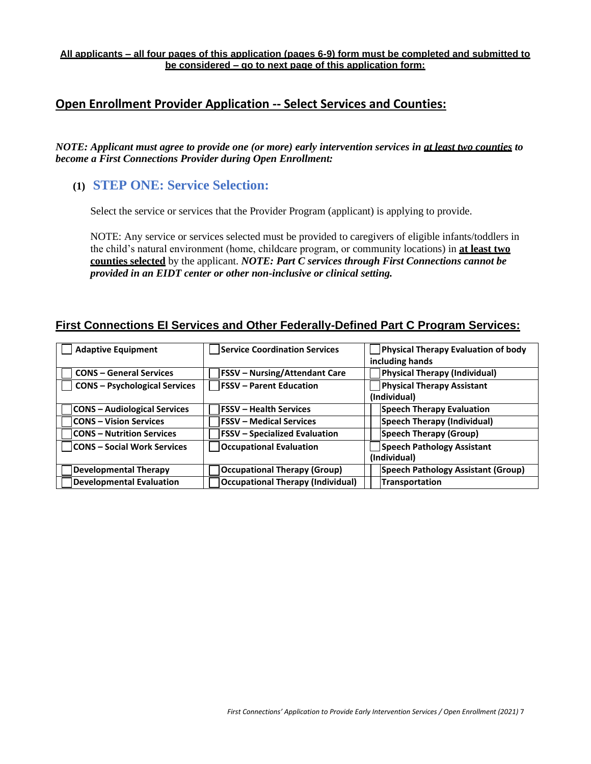**All applicants – all four pages of this application (pages 6-9) form must be completed and submitted to be considered – go to next page of this application form:**

## Open Enrollment Provider Application -- Select Services and Counties:

***NOTE: Applicant must agree to provide one (or more) early intervention services in at least two counties to become a First Connections Provider during Open Enrollment:***

### (1) STEP ONE: Service Selection:

Select the service or services that the Provider Program (applicant) is applying to provide.

NOTE: Any service or services selected must be provided to caregivers of eligible infants/toddlers in the child's natural environment (home, childcare program, or community locations) in **at least two counties selected** by the applicant. ***NOTE: Part C services through First Connections cannot be provided in an EIDT center or other non-inclusive or clinical setting.***

### First Connections EI Services and Other Federally-Defined Part C Program Services:

| | | |
|---|---|---|
| ☐ **Adaptive Equipment** | ☐ **Service Coordination Services** | ☐ **Physical Therapy Evaluation of body including hands** |
| ☐ **CONS – General Services** | ☐ **FSSV – Nursing/Attendant Care** | ☐ **Physical Therapy (Individual)** |
| ☐ **CONS – Psychological Services** | ☐ **FSSV – Parent Education** | ☐ **Physical Therapy Assistant (Individual)** |
| ☐ **CONS – Audiological Services** | ☐ **FSSV – Health Services** | ☐ **Speech Therapy Evaluation** |
| ☐ **CONS – Vision Services** | ☐ **FSSV – Medical Services** | ☐ **Speech Therapy (Individual)** |
| ☐ **CONS – Nutrition Services** | ☐ **FSSV – Specialized Evaluation** | ☐ **Speech Therapy (Group)** |
| ☐ **CONS – Social Work Services** | ☐ **Occupational Evaluation** | ☐ **Speech Pathology Assistant (Individual)** |
| ☐ **Developmental Therapy** | ☐ **Occupational Therapy (Group)** | ☐ **Speech Pathology Assistant (Group)** |
| ☐ **Developmental Evaluation** | ☐ **Occupational Therapy (Individual)** | ☐ **Transportation** |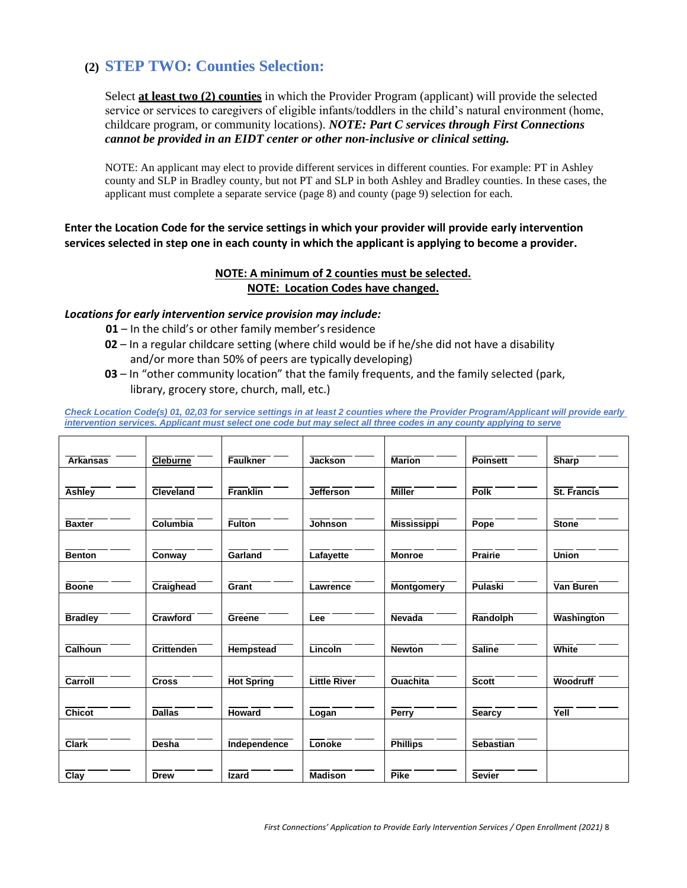## (2) STEP TWO: Counties Selection:

Select **at least two (2) counties** in which the Provider Program (applicant) will provide the selected service or services to caregivers of eligible infants/toddlers in the child's natural environment (home, childcare program, or community locations). ***NOTE: Part C services through First Connections cannot be provided in an EIDT center or other non-inclusive or clinical setting.***

NOTE: An applicant may elect to provide different services in different counties. For example: PT in Ashley county and SLP in Bradley county, but not PT and SLP in both Ashley and Bradley counties. In these cases, the applicant must complete a separate service (page 8) and county (page 9) selection for each.

**Enter the Location Code for the service settings in which your provider will provide early intervention services selected in step one in each county in which the applicant is applying to become a provider.**

**NOTE: A minimum of 2 counties must be selected.**
**NOTE: Location Codes have changed.**

***Locations for early intervention service provision may include:***

- **01** – In the child's or other family member's residence
- **02** – In a regular childcare setting (where child would be if he/she did not have a disability and/or more than 50% of peers are typically developing)
- **03** – In "other community location" that the family frequents, and the family selected (park, library, grocery store, church, mall, etc.)

***Check Location Code(s) 01, 02,03 for service settings in at least 2 counties where the Provider Program/Applicant will provide early intervention services. Applicant must select one code but may select all three codes in any county applying to serve***

| | | | | | | |
|---|---|---|---|---|---|---|
| Arkansas | Cleburne | Faulkner | Jackson | Marion | Poinsett | Sharp |
| Ashley | Cleveland | Franklin | Jefferson | Miller | Polk | St. Francis |
| Baxter | Columbia | Fulton | Johnson | Mississippi | Pope | Stone |
| Benton | Conway | Garland | Lafayette | Monroe | Prairie | Union |
| Boone | Craighead | Grant | Lawrence | Montgomery | Pulaski | Van Buren |
| Bradley | Crawford | Greene | Lee | Nevada | Randolph | Washington |
| Calhoun | Crittenden | Hempstead | Lincoln | Newton | Saline | White |
| Carroll | Cross | Hot Spring | Little River | Ouachita | Scott | Woodruff |
| Chicot | Dallas | Howard | Logan | Perry | Searcy | Yell |
| Clark | Desha | Independence | Lonoke | Phillips | Sebastian | |
| Clay | Drew | Izard | Madison | Pike | Sevier | |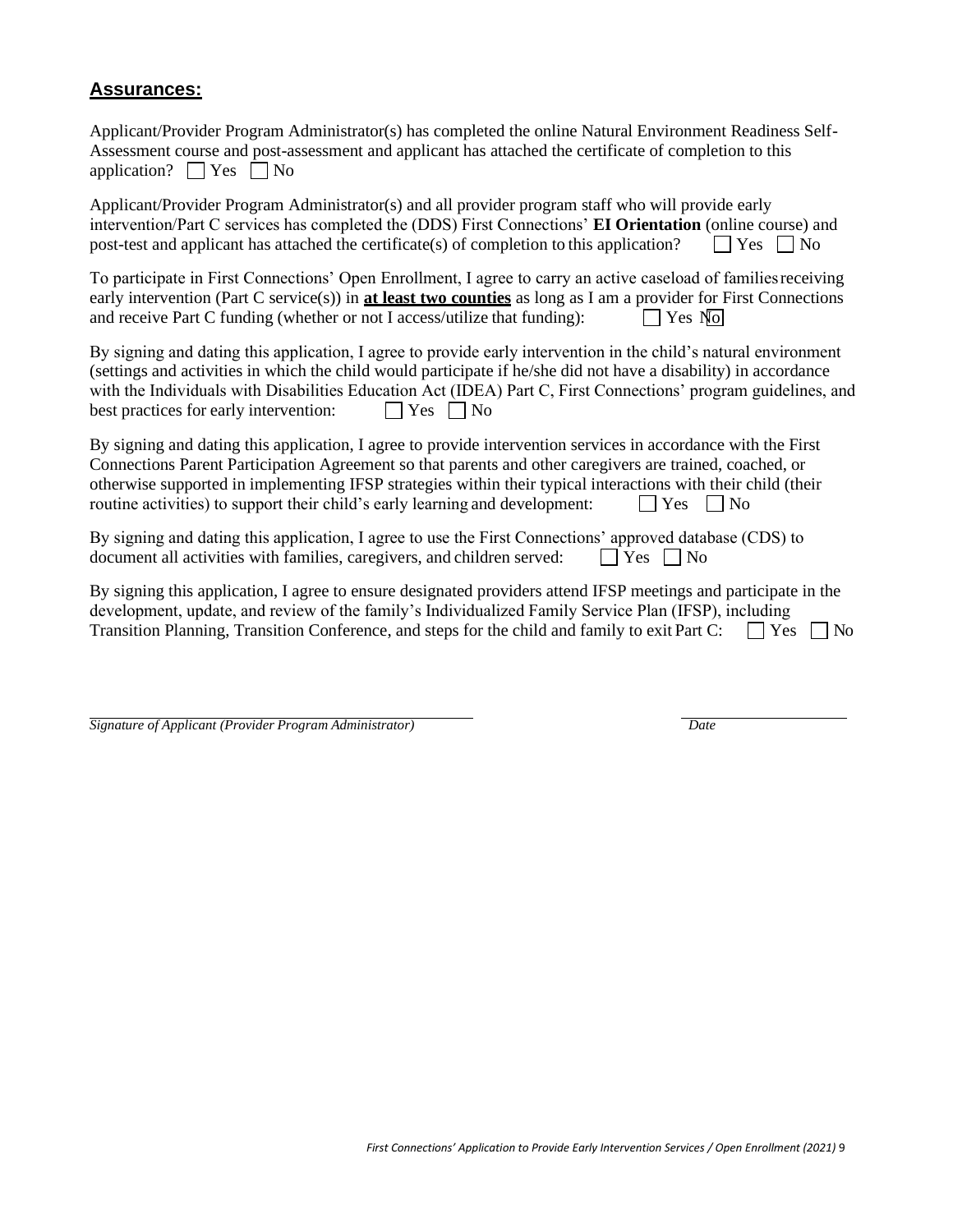## **Assurances:**

Applicant/Provider Program Administrator(s) has completed the online Natural Environment Readiness Self-Assessment course and post-assessment and applicant has attached the certificate of completion to this application? ☐ Yes ☐ No

Applicant/Provider Program Administrator(s) and all provider program staff who will provide early intervention/Part C services has completed the (DDS) First Connections' **EI Orientation** (online course) and post-test and applicant has attached the certificate(s) of completion to this application? ☐ Yes ☐ No

To participate in First Connections' Open Enrollment, I agree to carry an active caseload of families receiving early intervention (Part C service(s)) in **at least two counties** as long as I am a provider for First Connections and receive Part C funding (whether or not I access/utilize that funding): ☐ Yes ☐ No

By signing and dating this application, I agree to provide early intervention in the child's natural environment (settings and activities in which the child would participate if he/she did not have a disability) in accordance with the Individuals with Disabilities Education Act (IDEA) Part C, First Connections' program guidelines, and best practices for early intervention: ☐ Yes ☐ No

By signing and dating this application, I agree to provide intervention services in accordance with the First Connections Parent Participation Agreement so that parents and other caregivers are trained, coached, or otherwise supported in implementing IFSP strategies within their typical interactions with their child (their routine activities) to support their child's early learning and development: ☐ Yes ☐ No

By signing and dating this application, I agree to use the First Connections' approved database (CDS) to document all activities with families, caregivers, and children served: ☐ Yes ☐ No

By signing this application, I agree to ensure designated providers attend IFSP meetings and participate in the development, update, and review of the family's Individualized Family Service Plan (IFSP), including Transition Planning, Transition Conference, and steps for the child and family to exit Part C: ☐ Yes ☐ No

_________________________________________ &nbsp;&nbsp;&nbsp;&nbsp;&nbsp;&nbsp;&nbsp;&nbsp; ____________________
*Signature of Applicant (Provider Program Administrator)* &nbsp;&nbsp;&nbsp;&nbsp;&nbsp;&nbsp;&nbsp;&nbsp; *Date*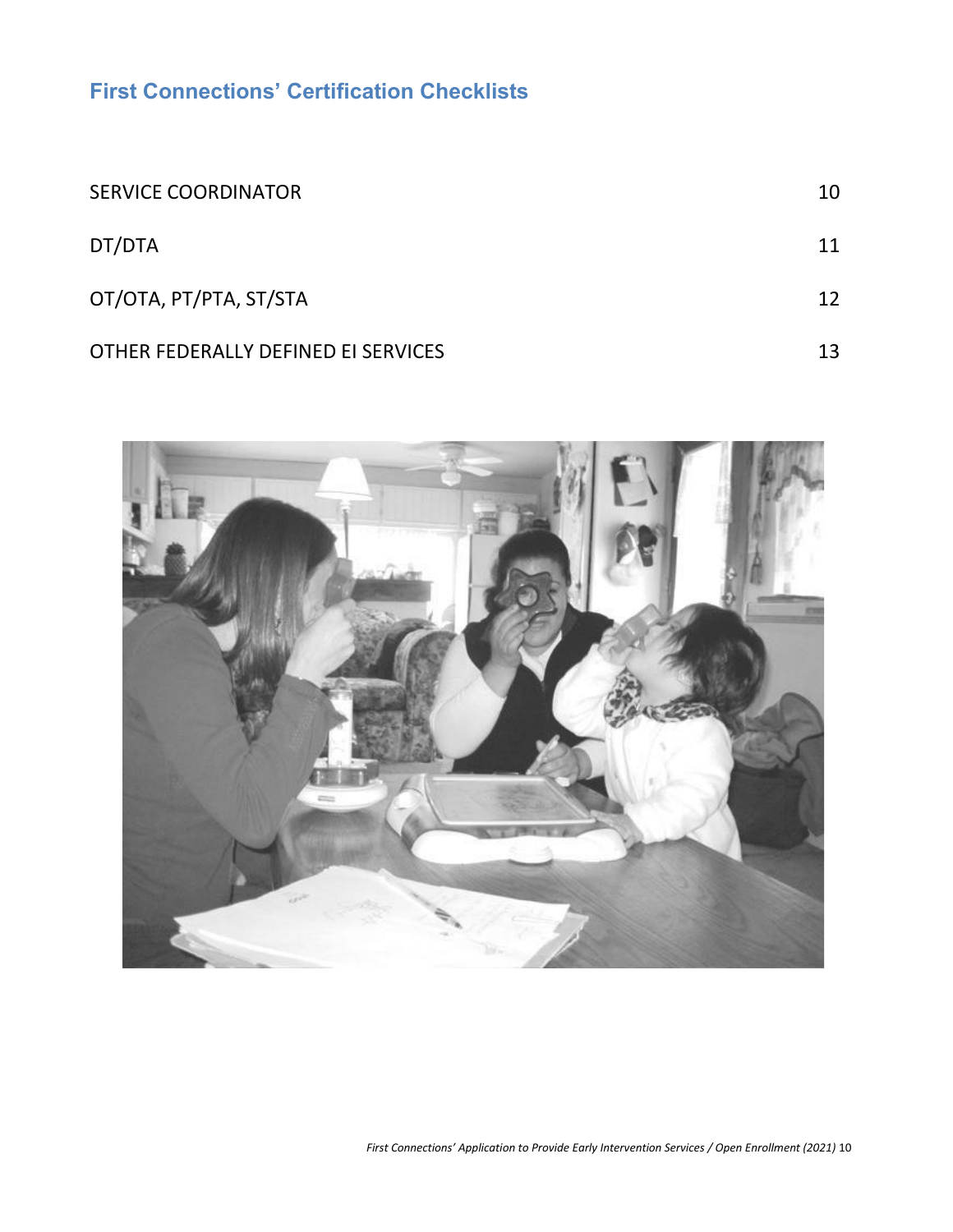## First Connections' Certification Checklists

| | |
|---|---|
| SERVICE COORDINATOR | 10 |
| DT/DTA | 11 |
| OT/OTA, PT/PTA, ST/STA | 12 |
| OTHER FEDERALLY DEFINED EI SERVICES | 13 |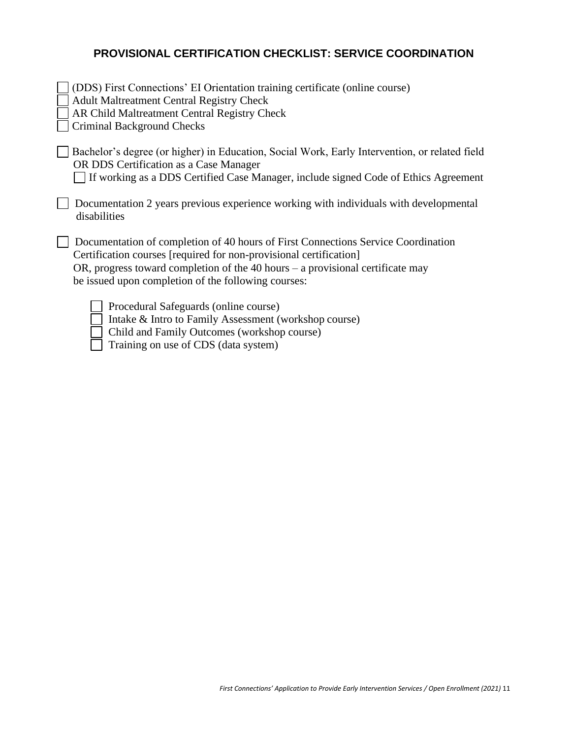## PROVISIONAL CERTIFICATION CHECKLIST: SERVICE COORDINATION

- [ ] (DDS) First Connections' EI Orientation training certificate (online course)
- [ ] Adult Maltreatment Central Registry Check
- [ ] AR Child Maltreatment Central Registry Check
- [ ] Criminal Background Checks

- [ ] Bachelor's degree (or higher) in Education, Social Work, Early Intervention, or related field OR DDS Certification as a Case Manager
  - [ ] If working as a DDS Certified Case Manager, include signed Code of Ethics Agreement

- [ ] Documentation 2 years previous experience working with individuals with developmental disabilities

- [ ] Documentation of completion of 40 hours of First Connections Service Coordination Certification courses [required for non-provisional certification]
  OR, progress toward completion of the 40 hours – a provisional certificate may be issued upon completion of the following courses:

  - [ ] Procedural Safeguards (online course)
  - [ ] Intake & Intro to Family Assessment (workshop course)
  - [ ] Child and Family Outcomes (workshop course)
  - [ ] Training on use of CDS (data system)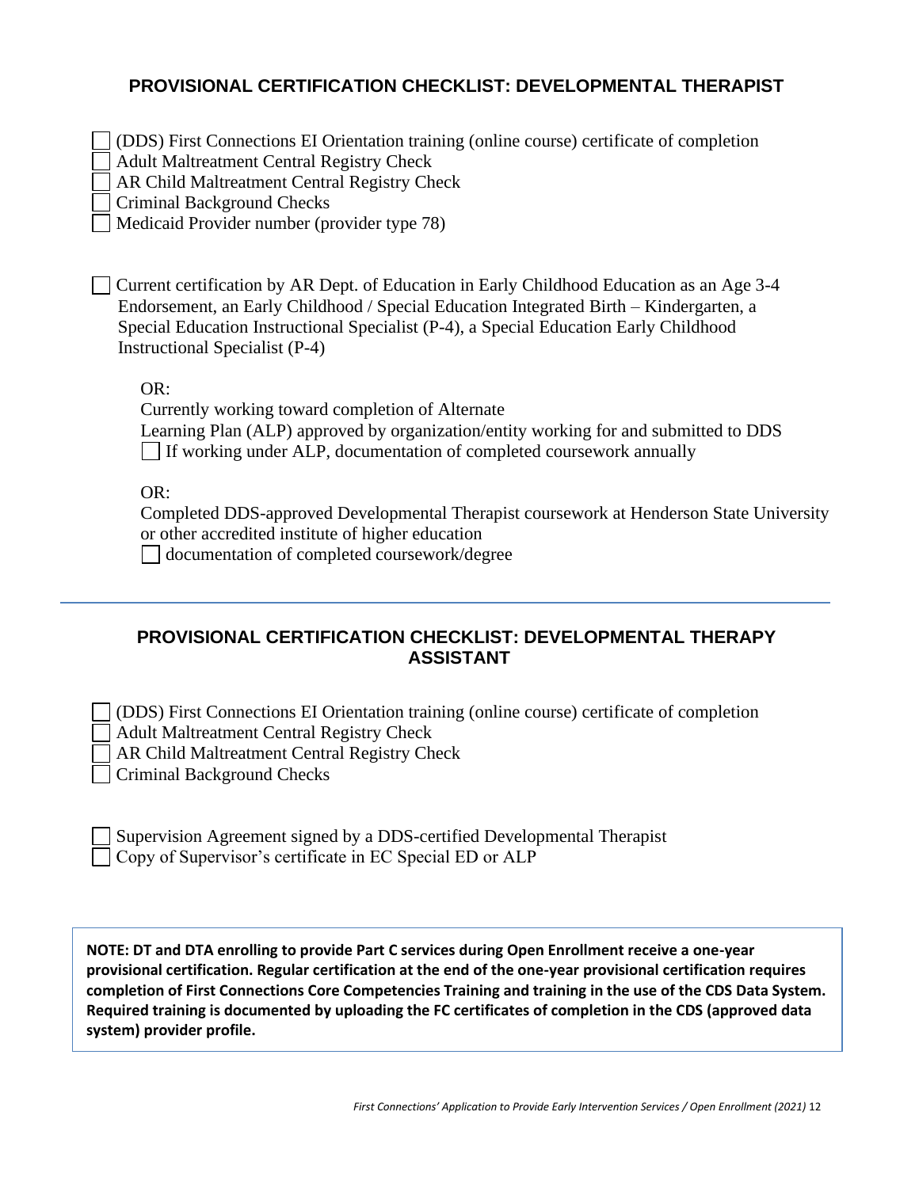## PROVISIONAL CERTIFICATION CHECKLIST: DEVELOPMENTAL THERAPIST

- [ ] (DDS) First Connections EI Orientation training (online course) certificate of completion
- [ ] Adult Maltreatment Central Registry Check
- [ ] AR Child Maltreatment Central Registry Check
- [ ] Criminal Background Checks
- [ ] Medicaid Provider number (provider type 78)

- [ ] Current certification by AR Dept. of Education in Early Childhood Education as an Age 3-4 Endorsement, an Early Childhood / Special Education Integrated Birth – Kindergarten, a Special Education Instructional Specialist (P-4), a Special Education Early Childhood Instructional Specialist (P-4)

OR:

Currently working toward completion of Alternate Learning Plan (ALP) approved by organization/entity working for and submitted to DDS

- [ ] If working under ALP, documentation of completed coursework annually

OR:

Completed DDS-approved Developmental Therapist coursework at Henderson State University or other accredited institute of higher education

- [ ] documentation of completed coursework/degree

---

## PROVISIONAL CERTIFICATION CHECKLIST: DEVELOPMENTAL THERAPY ASSISTANT

- [ ] (DDS) First Connections EI Orientation training (online course) certificate of completion
- [ ] Adult Maltreatment Central Registry Check
- [ ] AR Child Maltreatment Central Registry Check
- [ ] Criminal Background Checks

- [ ] Supervision Agreement signed by a DDS-certified Developmental Therapist
- [ ] Copy of Supervisor's certificate in EC Special ED or ALP

**NOTE: DT and DTA enrolling to provide Part C services during Open Enrollment receive a one-year provisional certification. Regular certification at the end of the one-year provisional certification requires completion of First Connections Core Competencies Training and training in the use of the CDS Data System. Required training is documented by uploading the FC certificates of completion in the CDS (approved data system) provider profile.**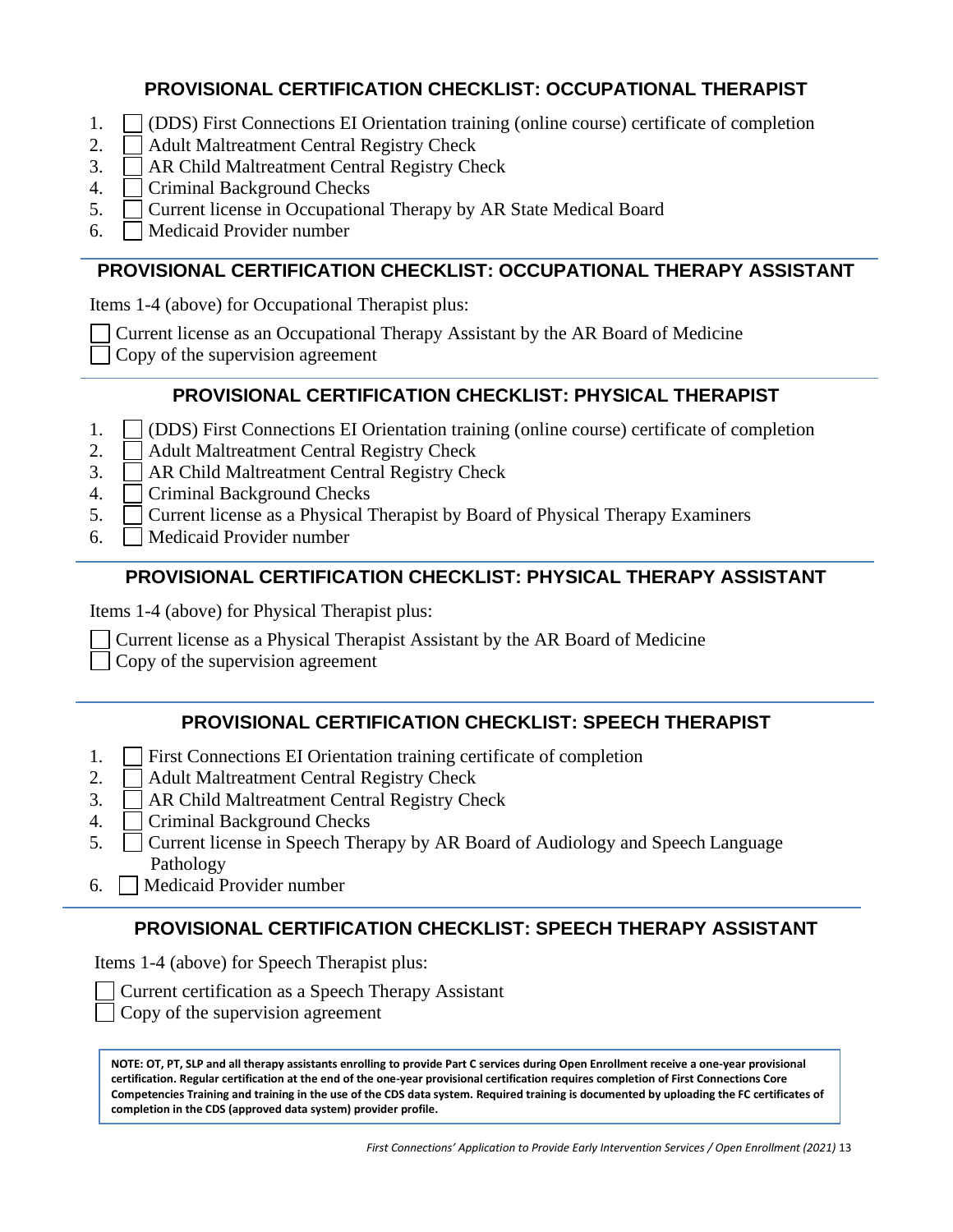## PROVISIONAL CERTIFICATION CHECKLIST: OCCUPATIONAL THERAPIST

1. ☐ (DDS) First Connections EI Orientation training (online course) certificate of completion
2. ☐ Adult Maltreatment Central Registry Check
3. ☐ AR Child Maltreatment Central Registry Check
4. ☐ Criminal Background Checks
5. ☐ Current license in Occupational Therapy by AR State Medical Board
6. ☐ Medicaid Provider number

## PROVISIONAL CERTIFICATION CHECKLIST: OCCUPATIONAL THERAPY ASSISTANT

Items 1-4 (above) for Occupational Therapist plus:

☐ Current license as an Occupational Therapy Assistant by the AR Board of Medicine
☐ Copy of the supervision agreement

## PROVISIONAL CERTIFICATION CHECKLIST: PHYSICAL THERAPIST

1. ☐ (DDS) First Connections EI Orientation training (online course) certificate of completion
2. ☐ Adult Maltreatment Central Registry Check
3. ☐ AR Child Maltreatment Central Registry Check
4. ☐ Criminal Background Checks
5. ☐ Current license as a Physical Therapist by Board of Physical Therapy Examiners
6. ☐ Medicaid Provider number

## PROVISIONAL CERTIFICATION CHECKLIST: PHYSICAL THERAPY ASSISTANT

Items 1-4 (above) for Physical Therapist plus:

☐ Current license as a Physical Therapist Assistant by the AR Board of Medicine
☐ Copy of the supervision agreement

## PROVISIONAL CERTIFICATION CHECKLIST: SPEECH THERAPIST

1. ☐ First Connections EI Orientation training certificate of completion
2. ☐ Adult Maltreatment Central Registry Check
3. ☐ AR Child Maltreatment Central Registry Check
4. ☐ Criminal Background Checks
5. ☐ Current license in Speech Therapy by AR Board of Audiology and Speech Language Pathology
6. ☐ Medicaid Provider number

## PROVISIONAL CERTIFICATION CHECKLIST: SPEECH THERAPY ASSISTANT

Items 1-4 (above) for Speech Therapist plus:

☐ Current certification as a Speech Therapy Assistant
☐ Copy of the supervision agreement

**NOTE: OT, PT, SLP and all therapy assistants enrolling to provide Part C services during Open Enrollment receive a one-year provisional certification. Regular certification at the end of the one-year provisional certification requires completion of First Connections Core Competencies Training and training in the use of the CDS data system. Required training is documented by uploading the FC certificates of completion in the CDS (approved data system) provider profile.**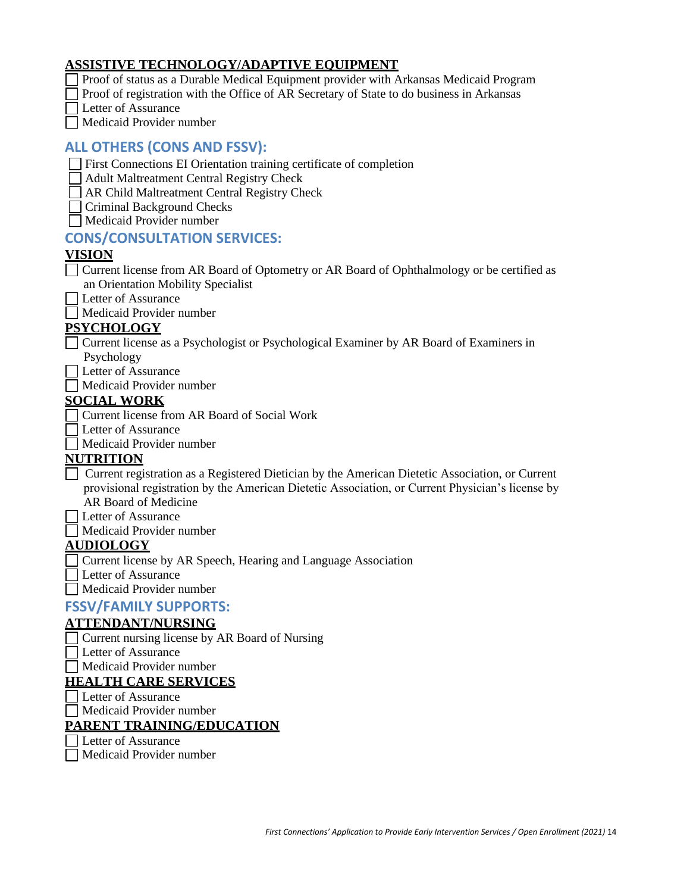## ASSISTIVE TECHNOLOGY/ADAPTIVE EQUIPMENT

- [ ] Proof of status as a Durable Medical Equipment provider with Arkansas Medicaid Program
- [ ] Proof of registration with the Office of AR Secretary of State to do business in Arkansas
- [ ] Letter of Assurance
- [ ] Medicaid Provider number

## ALL OTHERS (CONS AND FSSV):

- [ ] First Connections EI Orientation training certificate of completion
- [ ] Adult Maltreatment Central Registry Check
- [ ] AR Child Maltreatment Central Registry Check
- [ ] Criminal Background Checks
- [ ] Medicaid Provider number

## CONS/CONSULTATION SERVICES:

### VISION

- [ ] Current license from AR Board of Optometry or AR Board of Ophthalmology or be certified as an Orientation Mobility Specialist
- [ ] Letter of Assurance
- [ ] Medicaid Provider number

### PSYCHOLOGY

- [ ] Current license as a Psychologist or Psychological Examiner by AR Board of Examiners in Psychology
- [ ] Letter of Assurance
- [ ] Medicaid Provider number

### SOCIAL WORK

- [ ] Current license from AR Board of Social Work
- [ ] Letter of Assurance
- [ ] Medicaid Provider number

### NUTRITION

- [ ] Current registration as a Registered Dietician by the American Dietetic Association, or Current provisional registration by the American Dietetic Association, or Current Physician's license by AR Board of Medicine
- [ ] Letter of Assurance
- [ ] Medicaid Provider number

### AUDIOLOGY

- [ ] Current license by AR Speech, Hearing and Language Association
- [ ] Letter of Assurance
- [ ] Medicaid Provider number

## FSSV/FAMILY SUPPORTS:

### ATTENDANT/NURSING

- [ ] Current nursing license by AR Board of Nursing
- [ ] Letter of Assurance
- [ ] Medicaid Provider number

### HEALTH CARE SERVICES

- [ ] Letter of Assurance
- [ ] Medicaid Provider number

### PARENT TRAINING/EDUCATION

- [ ] Letter of Assurance
- [ ] Medicaid Provider number